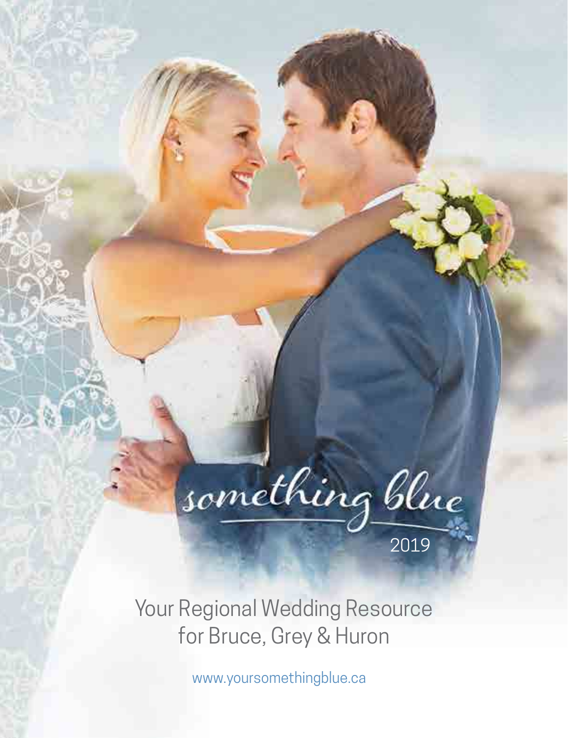# something blue

2019

Your Regional Wedding Resource
for Bruce, Grey & Huron

www.yoursomethingblue.ca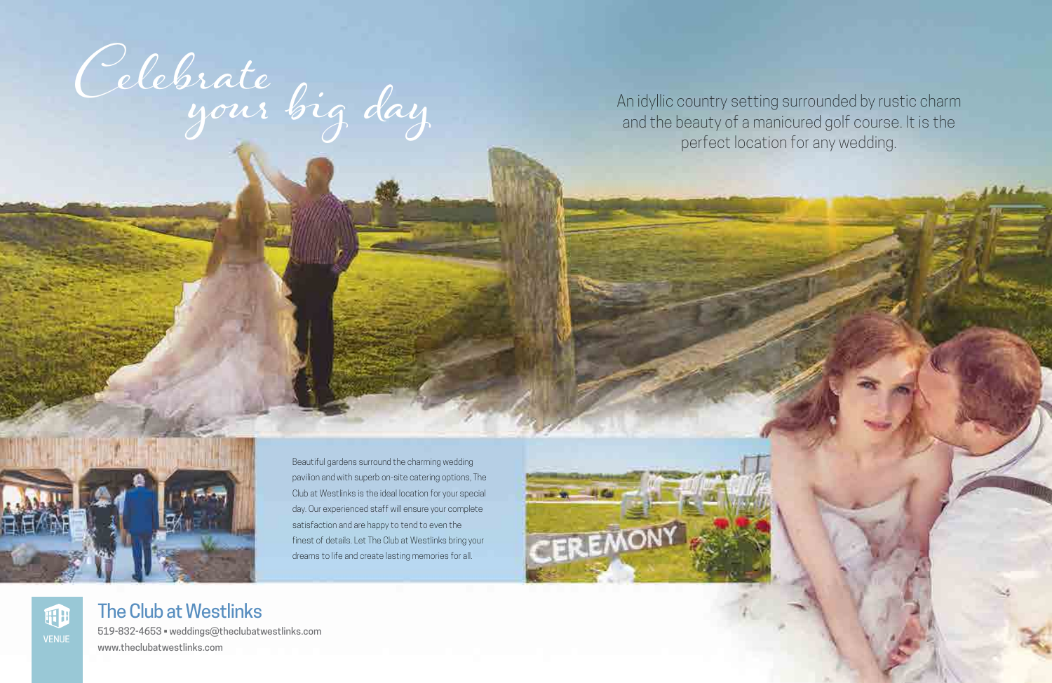# Celebrate your big day

An idyllic country setting surrounded by rustic charm and the beauty of a manicured golf course. It is the perfect location for any wedding.

Beautiful gardens surround the charming wedding pavilion and with superb on-site catering options, The Club at Westlinks is the ideal location for your special day. Our experienced staff will ensure your complete satisfaction and are happy to tend to even the finest of details. Let The Club at Westlinks bring your dreams to life and create lasting memories for all.

CEREMONY

VENUE

## The Club at Westlinks

519-832-4653 • weddings@theclubatwestlinks.com
www.theclubatwestlinks.com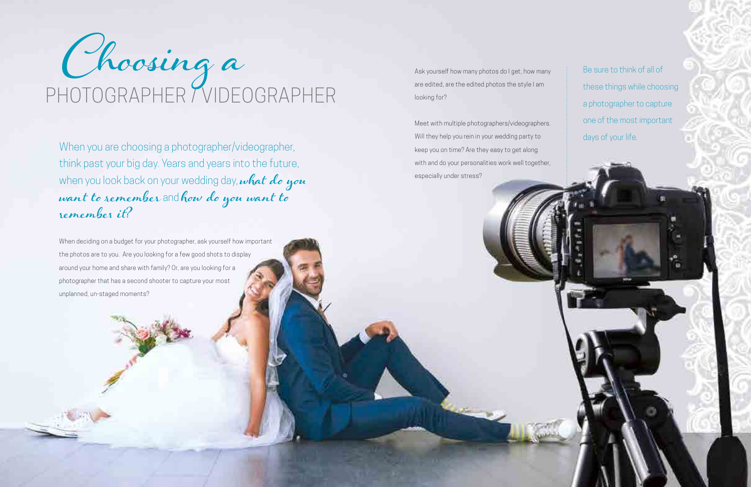# *Choosing a* PHOTOGRAPHER / VIDEOGRAPHER

When you are choosing a photographer/videographer, think past your big day. Years and years into the future, when you look back on your wedding day, ***what do you want to remember*** and ***how do you want to remember it?***

When deciding on a budget for your photographer, ask yourself how important the photos are to you. Are you looking for a few good shots to display around your home and share with family? Or, are you looking for a photographer that has a second shooter to capture your most unplanned, un-staged moments?

Ask yourself how many photos do I get, how many are edited, are the edited photos the style I am looking for?

Meet with multiple photographers/videographers. Will they help you rein in your wedding party to keep you on time? Are they easy to get along with and do your personalities work well together, especially under stress?

Be sure to think of all of these things while choosing a photographer to capture one of the most important days of your life.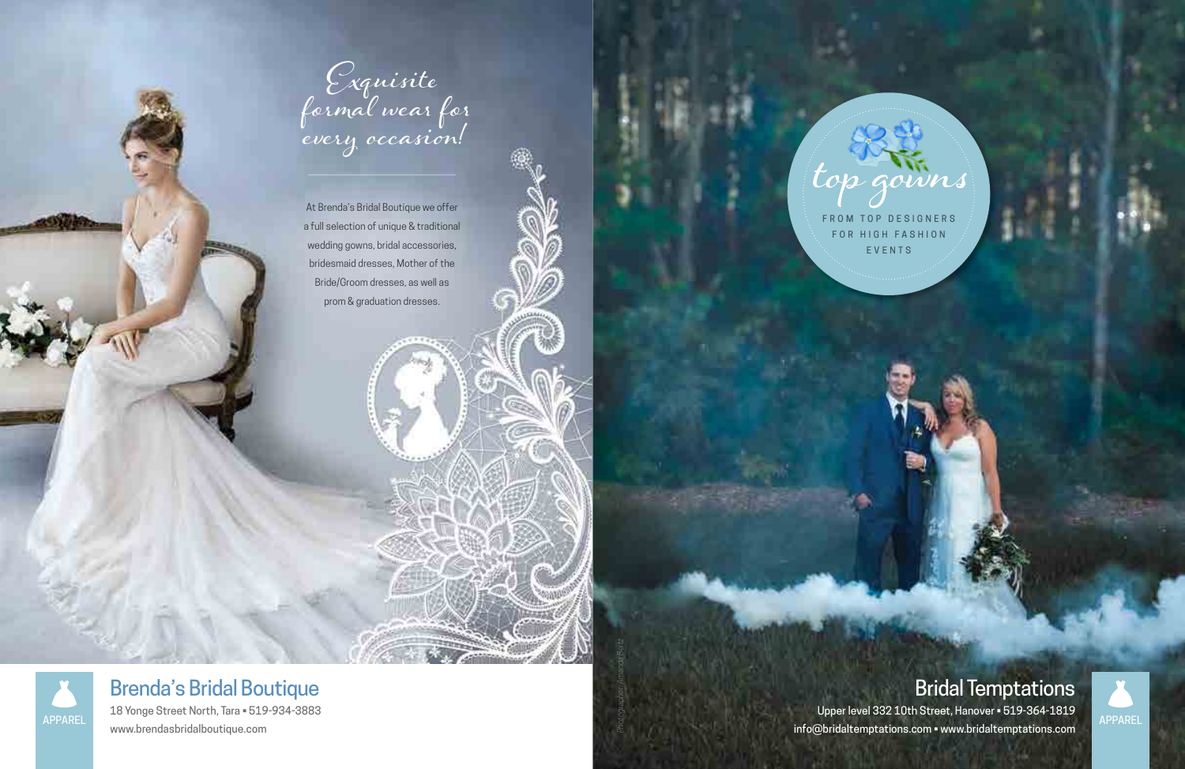*Exquisite formal wear for every occasion!*

At Brenda's Bridal Boutique we offer a full selection of unique & traditional wedding gowns, bridal accessories, bridesmaid dresses, Mother of the Bride/Groom dresses, as well as prom & graduation dresses.

APPAREL

## Brenda's Bridal Boutique

18 Yonge Street North, Tara • 519-934-3883
www.brendasbridalboutique.com

*top gowns*

FROM TOP DESIGNERS FOR HIGH FASHION EVENTS

Photographer: Amanda Bietz

## Bridal Temptations

Upper level 332 10th Street, Hanover • 519-364-1819
info@bridaltemptations.com • www.bridaltemptations.com

APPAREL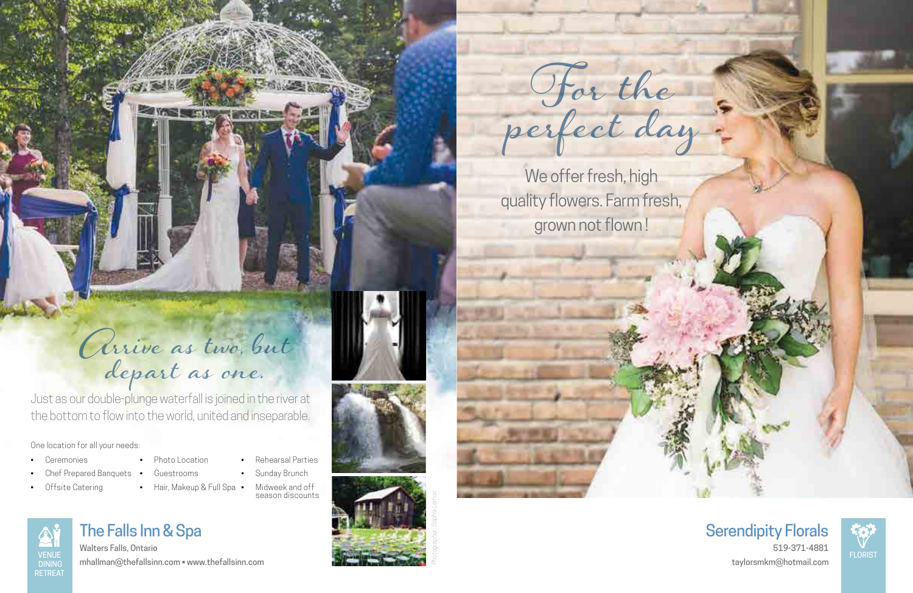## Arrive as two, but depart as one.

Just as our double-plunge waterfall is joined in the river at the bottom to flow into the world, united and inseparable.

One location for all your needs:

- Ceremonies
- Chef Prepared Banquets
- Offsite Catering
- Photo Location
- Guestrooms
- Hair, Makeup & Full Spa
- Rehearsal Parties
- Sunday Brunch
- Midweek and off season discounts

VENUE
DINING
RETREAT

### The Falls Inn & Spa

Walters Falls, Ontario

mhallman@thefallsinn.com ▪ www.thefallsinn.com

Photographer: Sophia Lemon

## For the perfect day

We offer fresh, high quality flowers. Farm fresh, grown not flown!

### Serendipity Florals

519-371-4881

taylorsmkm@hotmail.com

FLORIST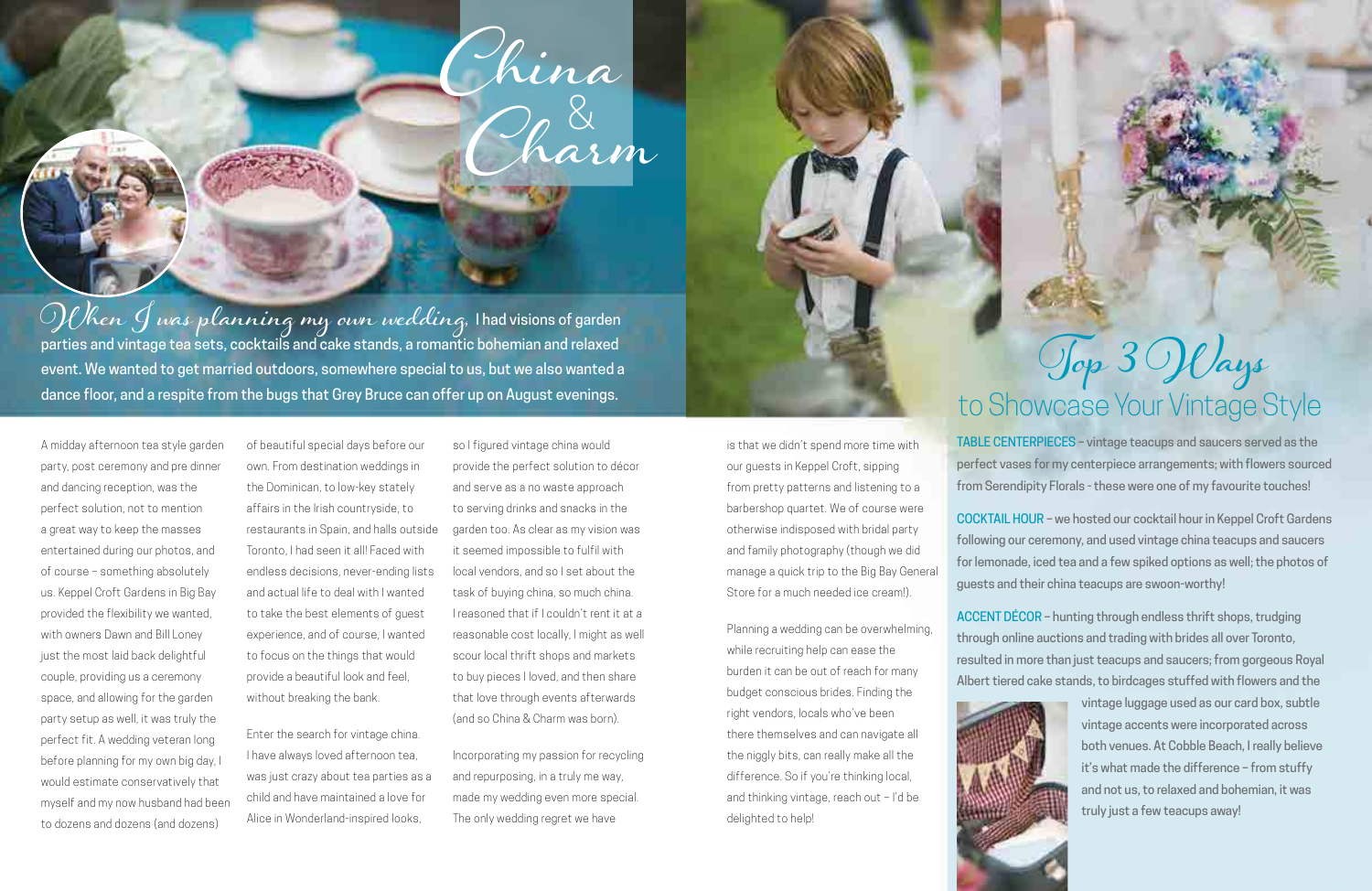# China & Charm

*When I was planning my own wedding,* I had visions of garden parties and vintage tea sets, cocktails and cake stands, a romantic bohemian and relaxed event. We wanted to get married outdoors, somewhere special to us, but we also wanted a dance floor, and a respite from the bugs that Grey Bruce can offer up on August evenings.

A midday afternoon tea style garden party, post ceremony and pre dinner and dancing reception, was the perfect solution, not to mention a great way to keep the masses entertained during our photos, and of course – something absolutely us. Keppel Croft Gardens in Big Bay provided the flexibility we wanted, with owners Dawn and Bill Loney just the most laid back delightful couple, providing us a ceremony space, and allowing for the garden party setup as well, it was truly the perfect fit. A wedding veteran long before planning for my own big day, I would estimate conservatively that myself and my now husband had been to dozens and dozens (and dozens) of beautiful special days before our own. From destination weddings in the Dominican, to low-key stately affairs in the Irish countryside, to restaurants in Spain, and halls outside Toronto, I had seen it all! Faced with endless decisions, never-ending lists and actual life to deal with I wanted to take the best elements of guest experience, and of course, I wanted to focus on the things that would provide a beautiful look and feel, without breaking the bank.

Enter the search for vintage china. I have always loved afternoon tea, was just crazy about tea parties as a child and have maintained a love for Alice in Wonderland-inspired looks, so I figured vintage china would provide the perfect solution to décor and serve as a no waste approach to serving drinks and snacks in the garden too. As clear as my vision was it seemed impossible to fulfil with local vendors, and so I set about the task of buying china, so much china. I reasoned that if I couldn't rent it at a reasonable cost locally, I might as well scour local thrift shops and markets to buy pieces I loved, and then share that love through events afterwards (and so China & Charm was born).

Incorporating my passion for recycling and repurposing, in a truly me way, made my wedding even more special. The only wedding regret we have is that we didn't spend more time with our guests in Keppel Croft, sipping from pretty patterns and listening to a barbershop quartet. We of course were otherwise indisposed with bridal party and family photography (though we did manage a quick trip to the Big Bay General Store for a much needed ice cream!).

Planning a wedding can be overwhelming, while recruiting help can ease the burden it can be out of reach for many budget conscious brides. Finding the right vendors, locals who've been there themselves and can navigate all the niggly bits, can really make all the difference. So if you're thinking local, and thinking vintage, reach out – I'd be delighted to help!

## Top 3 Ways to Showcase Your Vintage Style

**TABLE CENTERPIECES** – vintage teacups and saucers served as the perfect vases for my centerpiece arrangements; with flowers sourced from Serendipity Florals - these were one of my favourite touches!

**COCKTAIL HOUR** – we hosted our cocktail hour in Keppel Croft Gardens following our ceremony, and used vintage china teacups and saucers for lemonade, iced tea and a few spiked options as well; the photos of guests and their china teacups are swoon-worthy!

**ACCENT DÉCOR** – hunting through endless thrift shops, trudging through online auctions and trading with brides all over Toronto, resulted in more than just teacups and saucers; from gorgeous Royal Albert tiered cake stands, to birdcages stuffed with flowers and the vintage luggage used as our card box, subtle vintage accents were incorporated across both venues. At Cobble Beach, I really believe it's what made the difference – from stuffy and not us, to relaxed and bohemian, it was truly just a few teacups away!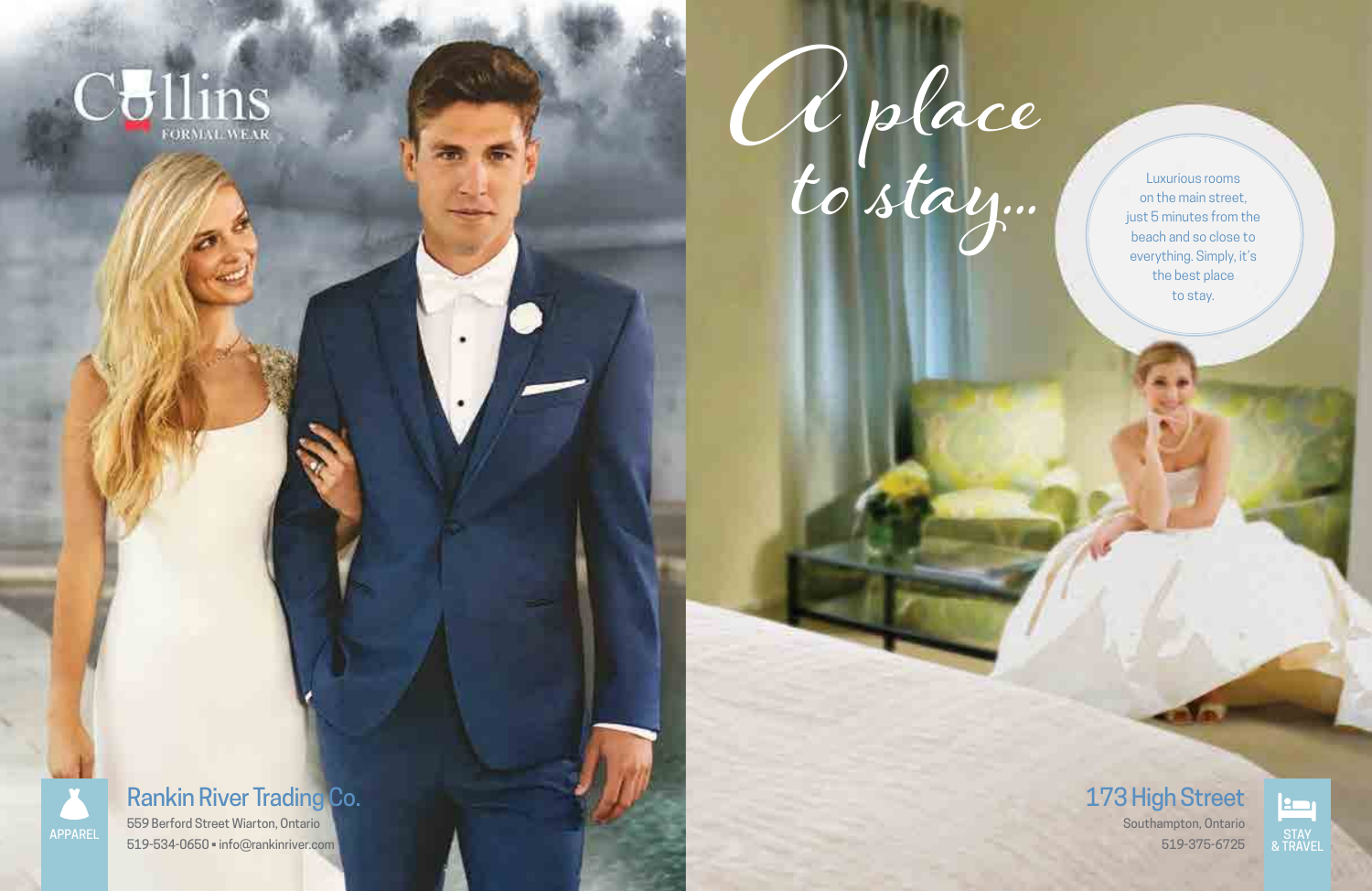Collins
FORMAL WEAR

APPAREL

## Rankin River Trading Co.

559 Berford Street Wiarton, Ontario
519-534-0650 • info@rankinriver.com

# *A place to stay...*

Luxurious rooms on the main street, just 5 minutes from the beach and so close to everything. Simply, it's the best place to stay.

## 173 High Street

Southampton, Ontario
519-375-6725

STAY & TRAVEL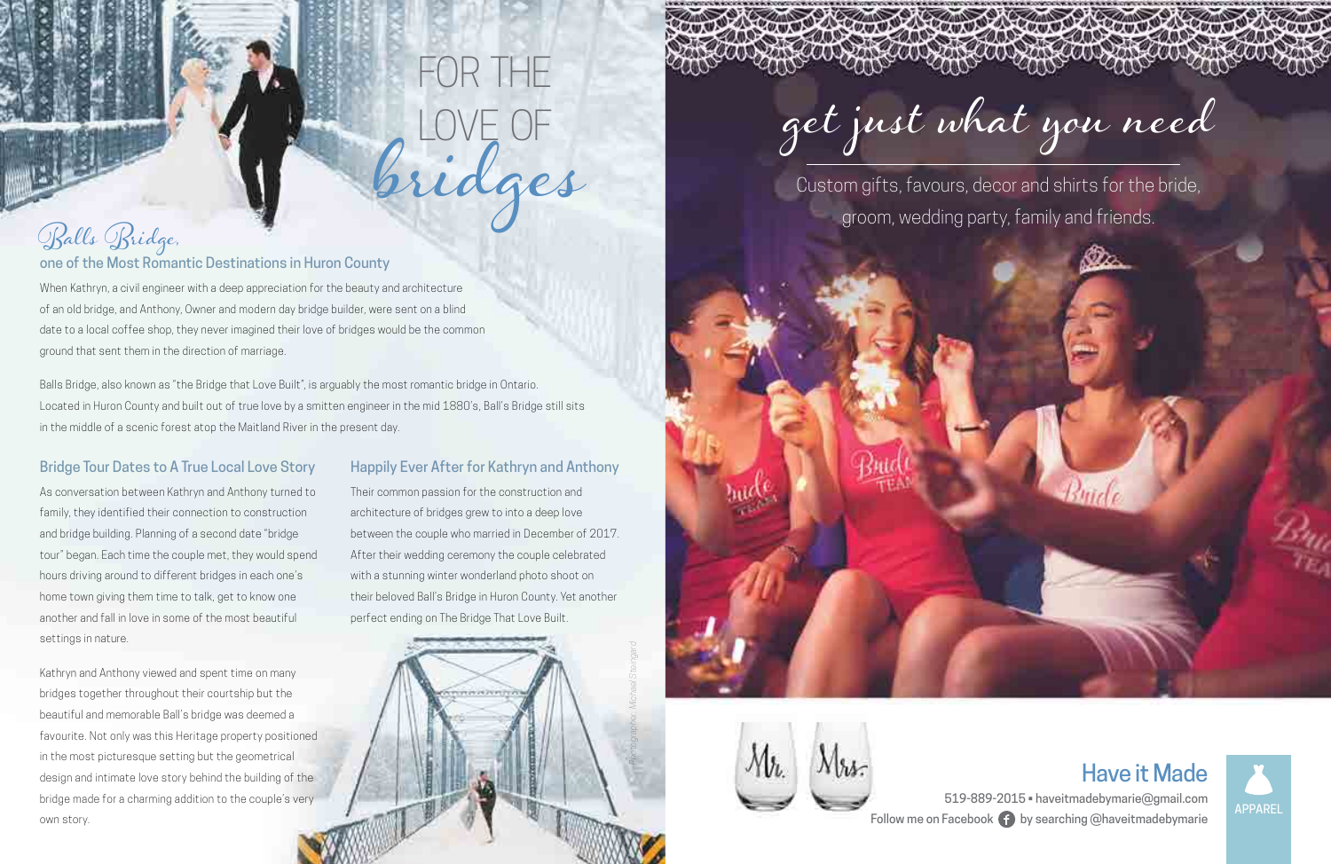# FOR THE LOVE OF *bridges*

## *Balls Bridge,* one of the Most Romantic Destinations in Huron County

When Kathryn, a civil engineer with a deep appreciation for the beauty and architecture of an old bridge, and Anthony, Owner and modern day bridge builder, were sent on a blind date to a local coffee shop, they never imagined their love of bridges would be the common ground that sent them in the direction of marriage.

Balls Bridge, also known as "the Bridge that Love Built", is arguably the most romantic bridge in Ontario. Located in Huron County and built out of true love by a smitten engineer in the mid 1880's, Ball's Bridge still sits in the middle of a scenic forest atop the Maitland River in the present day.

### Bridge Tour Dates to A True Local Love Story

As conversation between Kathryn and Anthony turned to family, they identified their connection to construction and bridge building. Planning of a second date "bridge tour" began. Each time the couple met, they would spend hours driving around to different bridges in each one's home town giving them time to talk, get to know one another and fall in love in some of the most beautiful settings in nature.

Kathryn and Anthony viewed and spent time on many bridges together throughout their courtship but the beautiful and memorable Ball's bridge was deemed a favourite. Not only was this Heritage property positioned in the most picturesque setting but the geometrical design and intimate love story behind the building of the bridge made for a charming addition to the couple's very own story.

### Happily Ever After for Kathryn and Anthony

Their common passion for the construction and architecture of bridges grew to into a deep love between the couple who married in December of 2017. After their wedding ceremony the couple celebrated with a stunning winter wonderland photo shoot on their beloved Ball's Bridge in Huron County. Yet another perfect ending on The Bridge That Love Built.

*Photographer: Michael Steingard*

# *get just what you need*

Custom gifts, favours, decor and shirts for the bride, groom, wedding party, family and friends.

## Have it Made

519-889-2015 • haveitmadebymarie@gmail.com

Follow me on Facebook by searching @haveitmadebymarie

APPAREL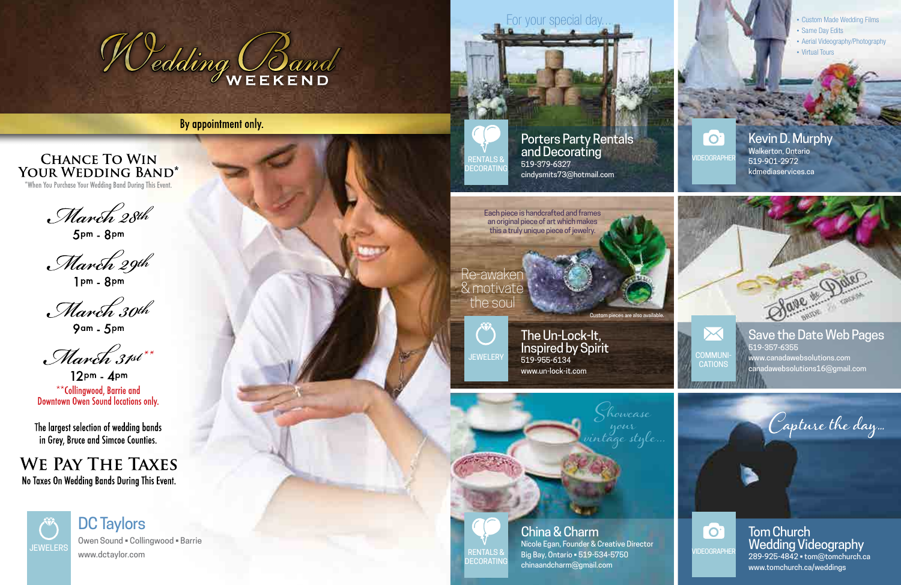# Wedding Band WEEKEND

By appointment only.

## Chance To Win Your Wedding Band*

*When You Purchase Your Wedding Band During This Event.

*March 28th*
5pm - 8pm

*March 29th*
1pm - 8pm

*March 30th*
9am - 5pm

*March 31st***
12pm - 4pm

**Collingwood, Barrie and Downtown Owen Sound locations only.

The largest selection of wedding bands in Grey, Bruce and Simcoe Counties.

## We Pay The Taxes

No Taxes On Wedding Bands During This Event.

JEWELERS

**DC Taylors**
Owen Sound • Collingwood • Barrie
www.dctaylor.com

---

For your special day...

RENTALS & DECORATING

**Porters Party Rentals and Decorating**
519-379-6327
cindysmits73@hotmail.com

---

- Custom Made Wedding Films
- Same Day Edits
- Aerial Videography/Photography
- Virtual Tours

VIDEOGRAPHER

**Kevin D. Murphy**
Walkerton, Ontario
519-901-2972
kdmediaservices.ca

---

Each piece is handcrafted and frames an original piece of art which makes this a truly unique piece of jewelry.

Re-awaken & motivate the soul

Custom pieces are also available.

JEWELERY

**The Un-Lock-It, Inspired by Spirit**
519-955-6134
www.un-lock-it.com

---

COMMUNICATIONS

**Save the Date Web Pages**
519-357-6355
www.canadawebsolutions.com
canadawebsolutions16@gmail.com

---

*Showcase your vintage style...*

RENTALS & DECORATING

**China & Charm**
Nicole Egan, Founder & Creative Director
Big Bay, Ontario • 519-534-5750
chinaandcharm@gmail.com

---

*Capture the day...*

VIDEOGRAPHER

**Tom Church Wedding Videography**
289-925-4842 • tom@tomchurch.ca
www.tomchurch.ca/weddings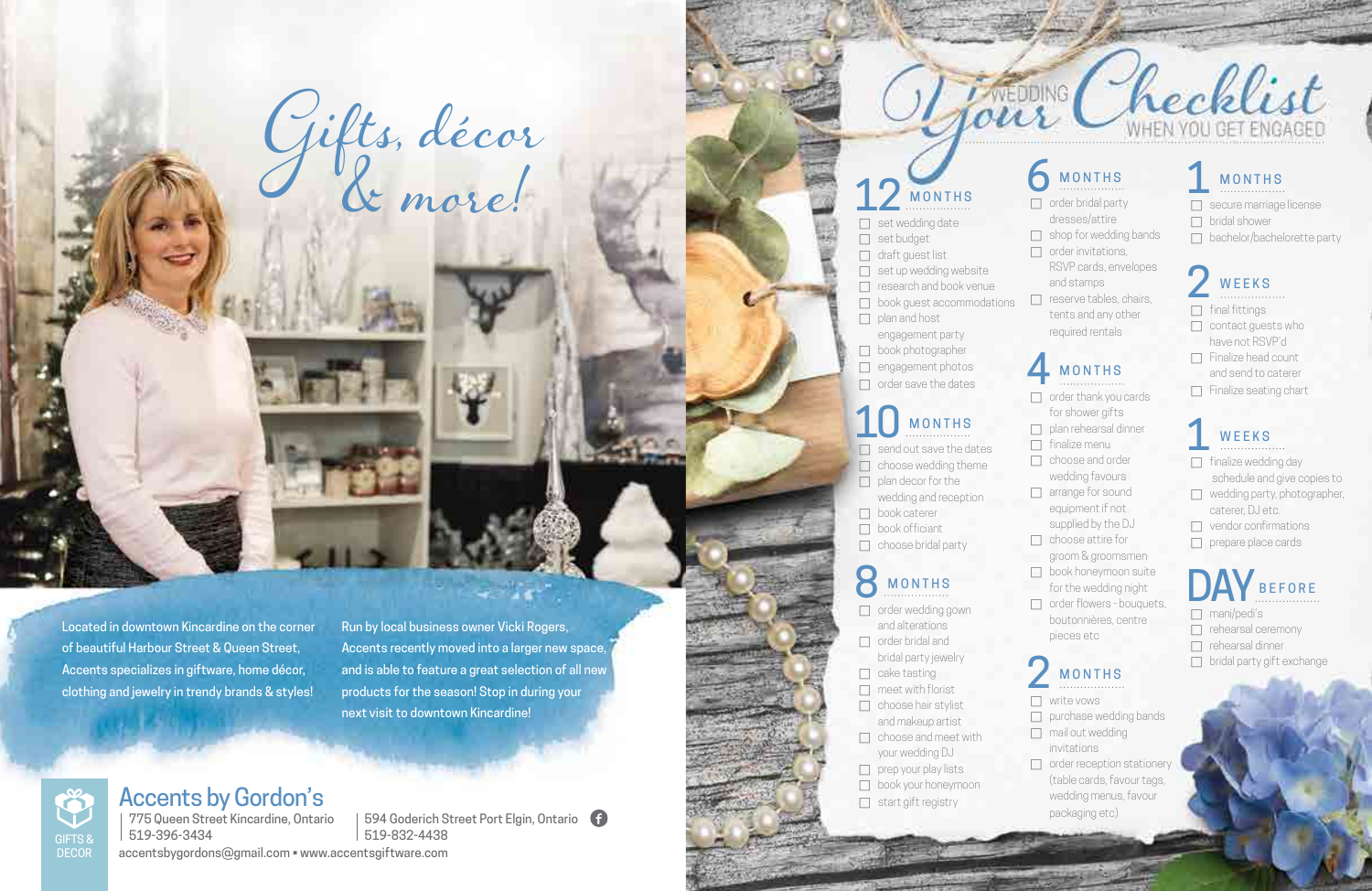# Gifts, décor & more!

Located in downtown Kincardine on the corner of beautiful Harbour Street & Queen Street, Accents specializes in giftware, home décor, clothing and jewelry in trendy brands & styles!

Run by local business owner Vicki Rogers, Accents recently moved into a larger new space, and is able to feature a great selection of all new products for the season! Stop in during your next visit to downtown Kincardine!

GIFTS & DECOR

## Accents by Gordon's

775 Queen Street Kincardine, Ontario
519-396-3434

594 Goderich Street Port Elgin, Ontario
519-832-4438

accentsbygordons@gmail.com • www.accentsgiftware.com

# Your WEDDING Checklist WHEN YOU GET ENGAGED

## 12 MONTHS

- ☐ set wedding date
- ☐ set budget
- ☐ draft guest list
- ☐ set up wedding website
- ☐ research and book venue
- ☐ book guest accommodations
- ☐ plan and host engagement party
- ☐ book photographer
- ☐ engagement photos
- ☐ order save the dates

## 10 MONTHS

- ☐ send out save the dates
- ☐ choose wedding theme
- ☐ plan decor for the wedding and reception
- ☐ book caterer
- ☐ book officiant
- ☐ choose bridal party

## 8 MONTHS

- ☐ order wedding gown and alterations
- ☐ order bridal and bridal party jewelry
- ☐ cake tasting
- ☐ meet with florist
- ☐ choose hair stylist and makeup artist
- ☐ choose and meet with your wedding DJ
- ☐ prep your play lists
- ☐ book your honeymoon
- ☐ start gift registry

## 6 MONTHS

- ☐ order bridal party dresses/attire
- ☐ shop for wedding bands
- ☐ order invitations, RSVP cards, envelopes and stamps
- ☐ reserve tables, chairs, tents and any other required rentals

## 4 MONTHS

- ☐ order thank you cards for shower gifts
- ☐ plan rehearsal dinner
- ☐ finalize menu
- ☐ choose and order wedding favours
- ☐ arrange for sound equipment if not supplied by the DJ
- ☐ choose attire for groom & groomsmen
- ☐ book honeymoon suite for the wedding night
- ☐ order flowers - bouquets, boutonnières, centre pieces etc

## 2 MONTHS

- ☐ write vows
- ☐ purchase wedding bands
- ☐ mail out wedding invitations
- ☐ order reception stationery (table cards, favour tags, wedding menus, favour packaging etc)

## 1 MONTHS

- ☐ secure marriage license
- ☐ bridal shower
- ☐ bachelor/bachelorette party

## 2 WEEKS

- ☐ final fittings
- ☐ contact guests who have not RSVP'd
- ☐ Finalize head count and send to caterer
- ☐ Finalize seating chart

## 1 WEEKS

- ☐ finalize wedding day schedule and give copies to wedding party, photographer, caterer, DJ etc.
- ☐ vendor confirmations
- ☐ prepare place cards

## DAY BEFORE

- ☐ mani/pedi's
- ☐ rehearsal ceremony
- ☐ rehearsal dinner
- ☐ bridal party gift exchange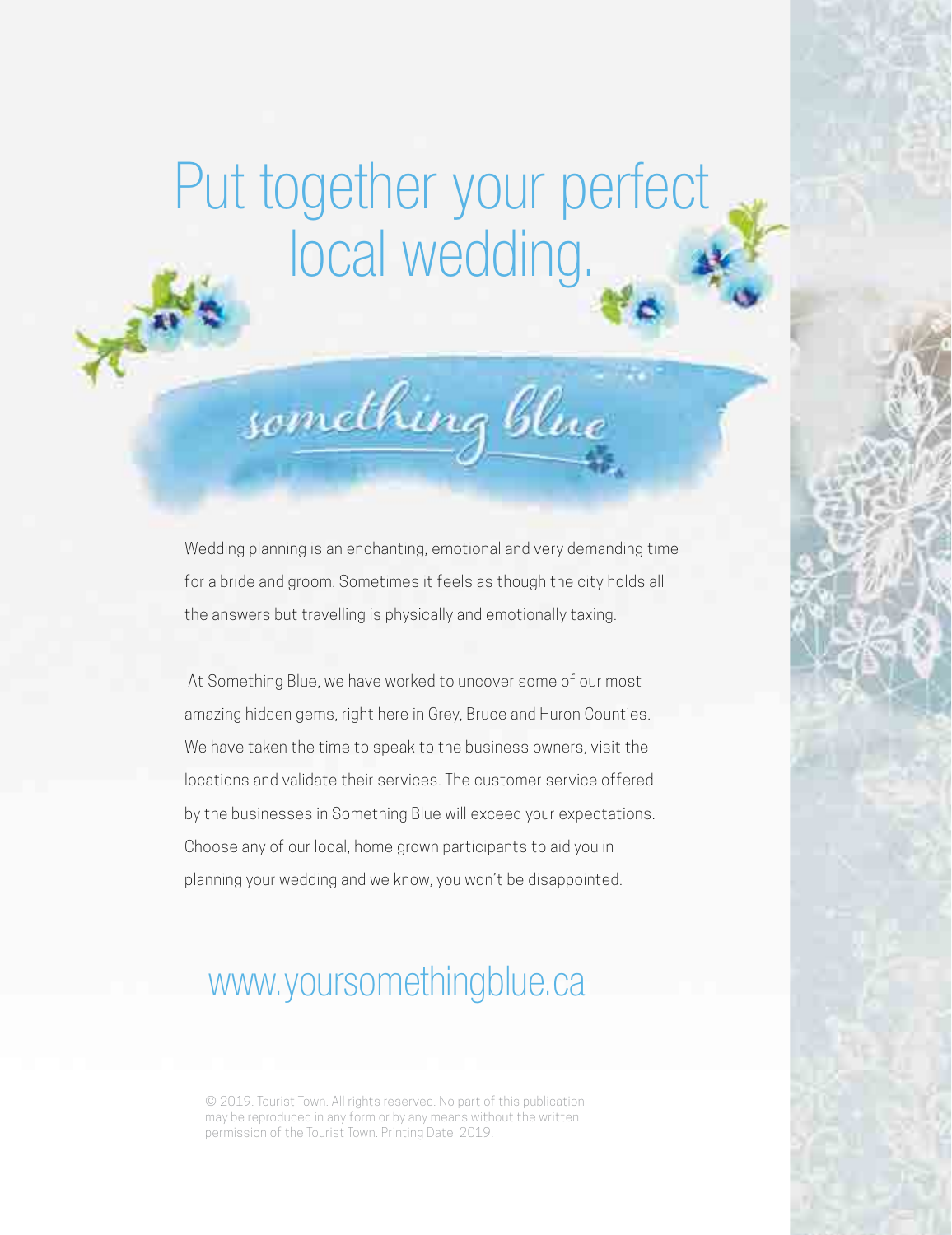# Put together your perfect local wedding.

something blue

Wedding planning is an enchanting, emotional and very demanding time for a bride and groom. Sometimes it feels as though the city holds all the answers but travelling is physically and emotionally taxing.

At Something Blue, we have worked to uncover some of our most amazing hidden gems, right here in Grey, Bruce and Huron Counties. We have taken the time to speak to the business owners, visit the locations and validate their services. The customer service offered by the businesses in Something Blue will exceed your expectations. Choose any of our local, home grown participants to aid you in planning your wedding and we know, you won't be disappointed.

## www.yoursomethingblue.ca

© 2019. Tourist Town. All rights reserved. No part of this publication may be reproduced in any form or by any means without the written permission of the Tourist Town. Printing Date: 2019.